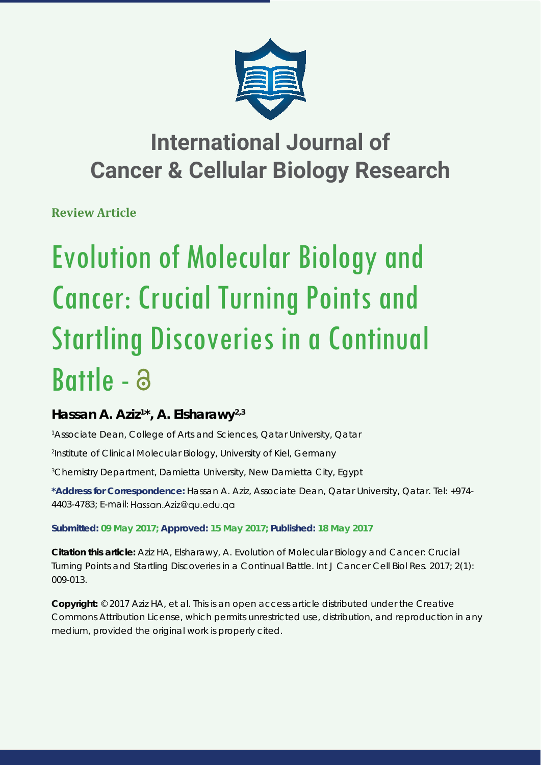# International Journal of Cancer & Cellular Biology Research

**Review Article**

# Evolution of Molecular Biology and Cancer: Crucial Turning Points and Startling Discoveries in a Continual Battle - 

## Hassan A. Aziz[1]*, A. Elsharawy[2,3]

[1]Associate Dean, College of Arts and Sciences, Qatar University, Qatar

[2]Institute of Clinical Molecular Biology, University of Kiel, Germany

[3]Chemistry Department, Damietta University, New Damietta City, Egypt

**\*Address for Correspondence:** Hassan A. Aziz, Associate Dean, Qatar University, Qatar. Tel: +974-4403-4783; E-mail: Hassan.Aziz@qu.edu.qa

**Submitted: 09 May 2017; Approved: 15 May 2017; Published: 18 May 2017**

**Citation this article:** Aziz HA, Elsharawy, A. Evolution of Molecular Biology and Cancer: Crucial Turning Points and Startling Discoveries in a Continual Battle. Int J Cancer Cell Biol Res. 2017; 2(1): 009-013.

**Copyright:** © 2017 Aziz HA, et al. This is an open access article distributed under the Creative Commons Attribution License, which permits unrestricted use, distribution, and reproduction in any medium, provided the original work is properly cited.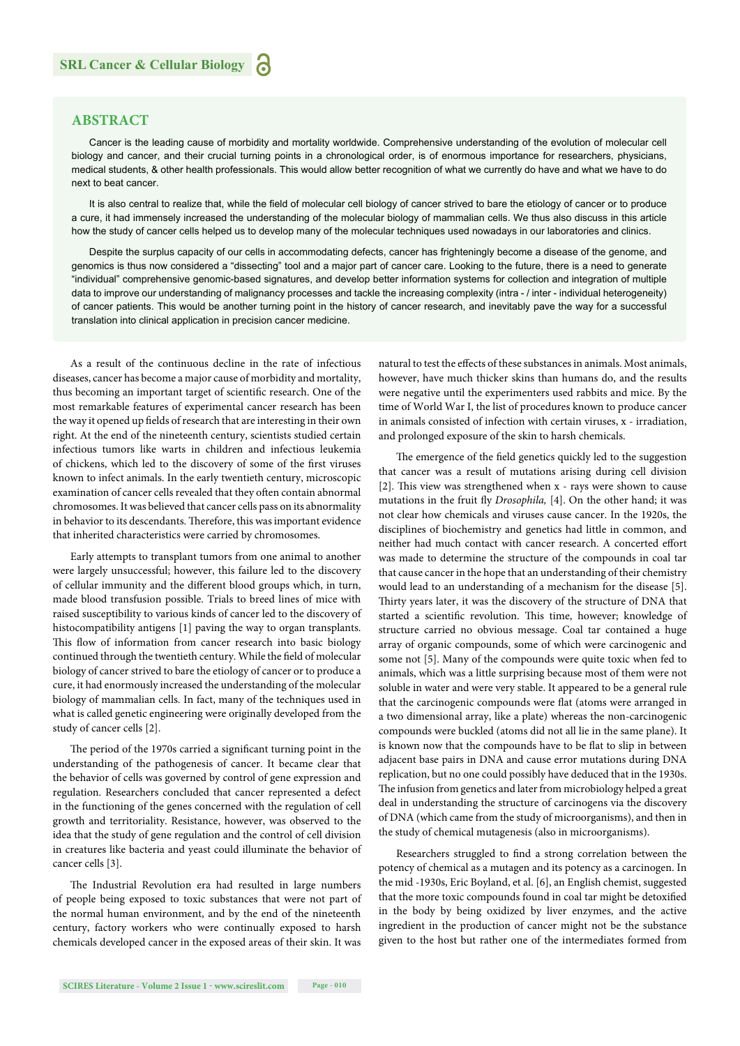## ABSTRACT

Cancer is the leading cause of morbidity and mortality worldwide. Comprehensive understanding of the evolution of molecular cell biology and cancer, and their crucial turning points in a chronological order, is of enormous importance for researchers, physicians, medical students, & other health professionals. This would allow better recognition of what we currently do have and what we have to do next to beat cancer.

It is also central to realize that, while the field of molecular cell biology of cancer strived to bare the etiology of cancer or to produce a cure, it had immensely increased the understanding of the molecular biology of mammalian cells. We thus also discuss in this article how the study of cancer cells helped us to develop many of the molecular techniques used nowadays in our laboratories and clinics.

Despite the surplus capacity of our cells in accommodating defects, cancer has frighteningly become a disease of the genome, and genomics is thus now considered a "dissecting" tool and a major part of cancer care. Looking to the future, there is a need to generate "individual" comprehensive genomic-based signatures, and develop better information systems for collection and integration of multiple data to improve our understanding of malignancy processes and tackle the increasing complexity (intra - / inter - individual heterogeneity) of cancer patients. This would be another turning point in the history of cancer research, and inevitably pave the way for a successful translation into clinical application in precision cancer medicine.

As a result of the continuous decline in the rate of infectious diseases, cancer has become a major cause of morbidity and mortality, thus becoming an important target of scientific research. One of the most remarkable features of experimental cancer research has been the way it opened up fields of research that are interesting in their own right. At the end of the nineteenth century, scientists studied certain infectious tumors like warts in children and infectious leukemia of chickens, which led to the discovery of some of the first viruses known to infect animals. In the early twentieth century, microscopic examination of cancer cells revealed that they often contain abnormal chromosomes. It was believed that cancer cells pass on its abnormality in behavior to its descendants. Therefore, this was important evidence that inherited characteristics were carried by chromosomes.

Early attempts to transplant tumors from one animal to another were largely unsuccessful; however, this failure led to the discovery of cellular immunity and the different blood groups which, in turn, made blood transfusion possible. Trials to breed lines of mice with raised susceptibility to various kinds of cancer led to the discovery of histocompatibility antigens [1] paving the way to organ transplants. This flow of information from cancer research into basic biology continued through the twentieth century. While the field of molecular biology of cancer strived to bare the etiology of cancer or to produce a cure, it had enormously increased the understanding of the molecular biology of mammalian cells. In fact, many of the techniques used in what is called genetic engineering were originally developed from the study of cancer cells [2].

The period of the 1970s carried a significant turning point in the understanding of the pathogenesis of cancer. It became clear that the behavior of cells was governed by control of gene expression and regulation. Researchers concluded that cancer represented a defect in the functioning of the genes concerned with the regulation of cell growth and territoriality. Resistance, however, was observed to the idea that the study of gene regulation and the control of cell division in creatures like bacteria and yeast could illuminate the behavior of cancer cells [3].

The Industrial Revolution era had resulted in large numbers of people being exposed to toxic substances that were not part of the normal human environment, and by the end of the nineteenth century, factory workers who were continually exposed to harsh chemicals developed cancer in the exposed areas of their skin. It was natural to test the effects of these substances in animals. Most animals, however, have much thicker skins than humans do, and the results were negative until the experimenters used rabbits and mice. By the time of World War I, the list of procedures known to produce cancer in animals consisted of infection with certain viruses, x - irradiation, and prolonged exposure of the skin to harsh chemicals.

The emergence of the field genetics quickly led to the suggestion that cancer was a result of mutations arising during cell division [2]. This view was strengthened when x - rays were shown to cause mutations in the fruit fly *Drosophila,* [4]. On the other hand; it was not clear how chemicals and viruses cause cancer. In the 1920s, the disciplines of biochemistry and genetics had little in common, and neither had much contact with cancer research. A concerted effort was made to determine the structure of the compounds in coal tar that cause cancer in the hope that an understanding of their chemistry would lead to an understanding of a mechanism for the disease [5]. Thirty years later, it was the discovery of the structure of DNA that started a scientific revolution. This time, however; knowledge of structure carried no obvious message. Coal tar contained a huge array of organic compounds, some of which were carcinogenic and some not [5]. Many of the compounds were quite toxic when fed to animals, which was a little surprising because most of them were not soluble in water and were very stable. It appeared to be a general rule that the carcinogenic compounds were flat (atoms were arranged in a two dimensional array, like a plate) whereas the non-carcinogenic compounds were buckled (atoms did not all lie in the same plane). It is known now that the compounds have to be flat to slip in between adjacent base pairs in DNA and cause error mutations during DNA replication, but no one could possibly have deduced that in the 1930s. The infusion from genetics and later from microbiology helped a great deal in understanding the structure of carcinogens via the discovery of DNA (which came from the study of microorganisms), and then in the study of chemical mutagenesis (also in microorganisms).

Researchers struggled to find a strong correlation between the potency of chemical as a mutagen and its potency as a carcinogen. In the mid -1930s, Eric Boyland, et al. [6], an English chemist, suggested that the more toxic compounds found in coal tar might be detoxified in the body by being oxidized by liver enzymes, and the active ingredient in the production of cancer might not be the substance given to the host but rather one of the intermediates formed from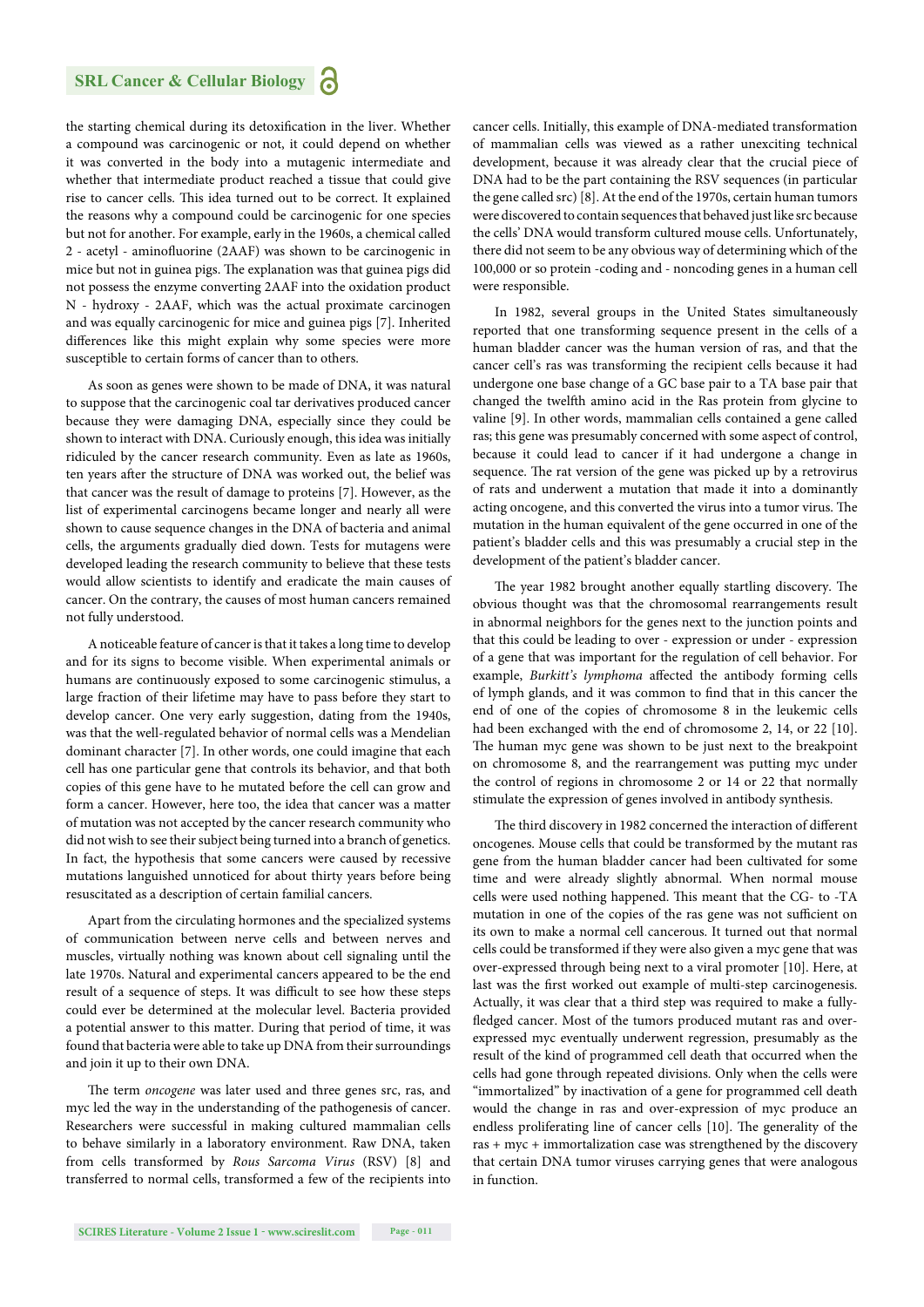the starting chemical during its detoxification in the liver. Whether a compound was carcinogenic or not, it could depend on whether it was converted in the body into a mutagenic intermediate and whether that intermediate product reached a tissue that could give rise to cancer cells. This idea turned out to be correct. It explained the reasons why a compound could be carcinogenic for one species but not for another. For example, early in the 1960s, a chemical called 2 - acetyl - aminofluorine (2AAF) was shown to be carcinogenic in mice but not in guinea pigs. The explanation was that guinea pigs did not possess the enzyme converting 2AAF into the oxidation product N - hydroxy - 2AAF, which was the actual proximate carcinogen and was equally carcinogenic for mice and guinea pigs [7]. Inherited differences like this might explain why some species were more susceptible to certain forms of cancer than to others.

As soon as genes were shown to be made of DNA, it was natural to suppose that the carcinogenic coal tar derivatives produced cancer because they were damaging DNA, especially since they could be shown to interact with DNA. Curiously enough, this idea was initially ridiculed by the cancer research community. Even as late as 1960s, ten years after the structure of DNA was worked out, the belief was that cancer was the result of damage to proteins [7]. However, as the list of experimental carcinogens became longer and nearly all were shown to cause sequence changes in the DNA of bacteria and animal cells, the arguments gradually died down. Tests for mutagens were developed leading the research community to believe that these tests would allow scientists to identify and eradicate the main causes of cancer. On the contrary, the causes of most human cancers remained not fully understood.

A noticeable feature of cancer is that it takes a long time to develop and for its signs to become visible. When experimental animals or humans are continuously exposed to some carcinogenic stimulus, a large fraction of their lifetime may have to pass before they start to develop cancer. One very early suggestion, dating from the 1940s, was that the well-regulated behavior of normal cells was a Mendelian dominant character [7]. In other words, one could imagine that each cell has one particular gene that controls its behavior, and that both copies of this gene have to he mutated before the cell can grow and form a cancer. However, here too, the idea that cancer was a matter of mutation was not accepted by the cancer research community who did not wish to see their subject being turned into a branch of genetics. In fact, the hypothesis that some cancers were caused by recessive mutations languished unnoticed for about thirty years before being resuscitated as a description of certain familial cancers.

Apart from the circulating hormones and the specialized systems of communication between nerve cells and between nerves and muscles, virtually nothing was known about cell signaling until the late 1970s. Natural and experimental cancers appeared to be the end result of a sequence of steps. It was difficult to see how these steps could ever be determined at the molecular level. Bacteria provided a potential answer to this matter. During that period of time, it was found that bacteria were able to take up DNA from their surroundings and join it up to their own DNA.

The term *oncogene* was later used and three genes src, ras, and myc led the way in the understanding of the pathogenesis of cancer. Researchers were successful in making cultured mammalian cells to behave similarly in a laboratory environment. Raw DNA, taken from cells transformed by *Rous Sarcoma Virus* (RSV) [8] and transferred to normal cells, transformed a few of the recipients into cancer cells. Initially, this example of DNA-mediated transformation of mammalian cells was viewed as a rather unexciting technical development, because it was already clear that the crucial piece of DNA had to be the part containing the RSV sequences (in particular the gene called src) [8]. At the end of the 1970s, certain human tumors were discovered to contain sequences that behaved just like src because the cells' DNA would transform cultured mouse cells. Unfortunately, there did not seem to be any obvious way of determining which of the 100,000 or so protein -coding and - noncoding genes in a human cell were responsible.

In 1982, several groups in the United States simultaneously reported that one transforming sequence present in the cells of a human bladder cancer was the human version of ras, and that the cancer cell's ras was transforming the recipient cells because it had undergone one base change of a GC base pair to a TA base pair that changed the twelfth amino acid in the Ras protein from glycine to valine [9]. In other words, mammalian cells contained a gene called ras; this gene was presumably concerned with some aspect of control, because it could lead to cancer if it had undergone a change in sequence. The rat version of the gene was picked up by a retrovirus of rats and underwent a mutation that made it into a dominantly acting oncogene, and this converted the virus into a tumor virus. The mutation in the human equivalent of the gene occurred in one of the patient's bladder cells and this was presumably a crucial step in the development of the patient's bladder cancer.

The year 1982 brought another equally startling discovery. The obvious thought was that the chromosomal rearrangements result in abnormal neighbors for the genes next to the junction points and that this could be leading to over - expression or under - expression of a gene that was important for the regulation of cell behavior. For example, *Burkitt's lymphoma* affected the antibody forming cells of lymph glands, and it was common to find that in this cancer the end of one of the copies of chromosome 8 in the leukemic cells had been exchanged with the end of chromosome 2, 14, or 22 [10]. The human myc gene was shown to be just next to the breakpoint on chromosome 8, and the rearrangement was putting myc under the control of regions in chromosome 2 or 14 or 22 that normally stimulate the expression of genes involved in antibody synthesis.

The third discovery in 1982 concerned the interaction of different oncogenes. Mouse cells that could be transformed by the mutant ras gene from the human bladder cancer had been cultivated for some time and were already slightly abnormal. When normal mouse cells were used nothing happened. This meant that the CG- to -TA mutation in one of the copies of the ras gene was not sufficient on its own to make a normal cell cancerous. It turned out that normal cells could be transformed if they were also given a myc gene that was over-expressed through being next to a viral promoter [10]. Here, at last was the first worked out example of multi-step carcinogenesis. Actually, it was clear that a third step was required to make a fully-fledged cancer. Most of the tumors produced mutant ras and over-expressed myc eventually underwent regression, presumably as the result of the kind of programmed cell death that occurred when the cells had gone through repeated divisions. Only when the cells were "immortalized" by inactivation of a gene for programmed cell death would the change in ras and over-expression of myc produce an endless proliferating line of cancer cells [10]. The generality of the ras + myc + immortalization case was strengthened by the discovery that certain DNA tumor viruses carrying genes that were analogous in function.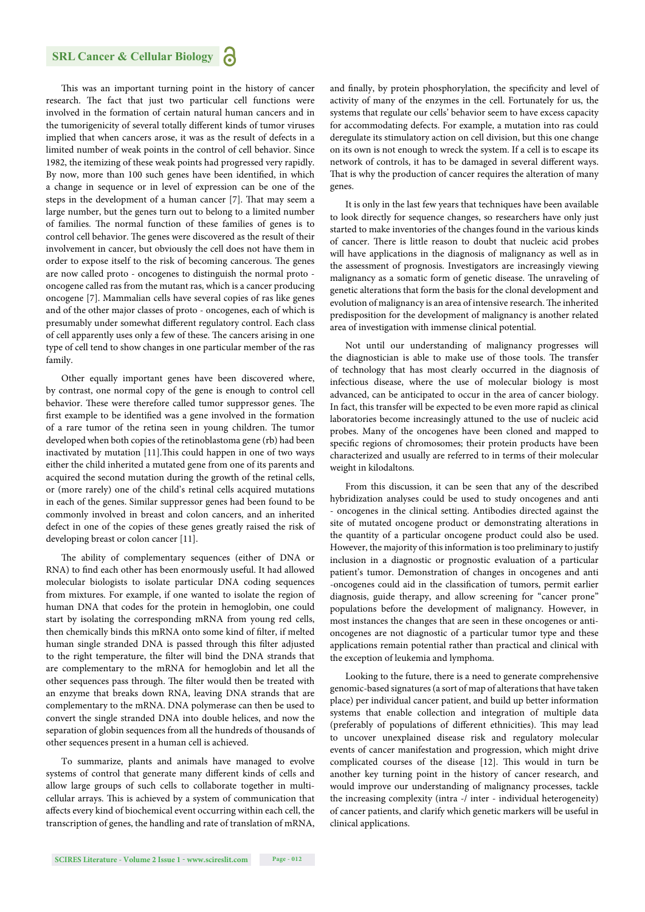This was an important turning point in the history of cancer research. The fact that just two particular cell functions were involved in the formation of certain natural human cancers and in the tumorigenicity of several totally different kinds of tumor viruses implied that when cancers arose, it was as the result of defects in a limited number of weak points in the control of cell behavior. Since 1982, the itemizing of these weak points had progressed very rapidly. By now, more than 100 such genes have been identified, in which a change in sequence or in level of expression can be one of the steps in the development of a human cancer [7]. That may seem a large number, but the genes turn out to belong to a limited number of families. The normal function of these families of genes is to control cell behavior. The genes were discovered as the result of their involvement in cancer, but obviously the cell does not have them in order to expose itself to the risk of becoming cancerous. The genes are now called proto - oncogenes to distinguish the normal proto - oncogene called ras from the mutant ras, which is a cancer producing oncogene [7]. Mammalian cells have several copies of ras like genes and of the other major classes of proto - oncogenes, each of which is presumably under somewhat different regulatory control. Each class of cell apparently uses only a few of these. The cancers arising in one type of cell tend to show changes in one particular member of the ras family.

Other equally important genes have been discovered where, by contrast, one normal copy of the gene is enough to control cell behavior. These were therefore called tumor suppressor genes. The first example to be identified was a gene involved in the formation of a rare tumor of the retina seen in young children. The tumor developed when both copies of the retinoblastoma gene (rb) had been inactivated by mutation [11].This could happen in one of two ways either the child inherited a mutated gene from one of its parents and acquired the second mutation during the growth of the retinal cells, or (more rarely) one of the child's retinal cells acquired mutations in each of the genes. Similar suppressor genes had been found to be commonly involved in breast and colon cancers, and an inherited defect in one of the copies of these genes greatly raised the risk of developing breast or colon cancer [11].

The ability of complementary sequences (either of DNA or RNA) to find each other has been enormously useful. It had allowed molecular biologists to isolate particular DNA coding sequences from mixtures. For example, if one wanted to isolate the region of human DNA that codes for the protein in hemoglobin, one could start by isolating the corresponding mRNA from young red cells, then chemically binds this mRNA onto some kind of filter, if melted human single stranded DNA is passed through this filter adjusted to the right temperature, the filter will bind the DNA strands that are complementary to the mRNA for hemoglobin and let all the other sequences pass through. The filter would then be treated with an enzyme that breaks down RNA, leaving DNA strands that are complementary to the mRNA. DNA polymerase can then be used to convert the single stranded DNA into double helices, and now the separation of globin sequences from all the hundreds of thousands of other sequences present in a human cell is achieved.

To summarize, plants and animals have managed to evolve systems of control that generate many different kinds of cells and allow large groups of such cells to collaborate together in multi-cellular arrays. This is achieved by a system of communication that affects every kind of biochemical event occurring within each cell, the transcription of genes, the handling and rate of translation of mRNA, and finally, by protein phosphorylation, the specificity and level of activity of many of the enzymes in the cell. Fortunately for us, the systems that regulate our cells' behavior seem to have excess capacity for accommodating defects. For example, a mutation into ras could deregulate its stimulatory action on cell division, but this one change on its own is not enough to wreck the system. If a cell is to escape its network of controls, it has to be damaged in several different ways. That is why the production of cancer requires the alteration of many genes.

It is only in the last few years that techniques have been available to look directly for sequence changes, so researchers have only just started to make inventories of the changes found in the various kinds of cancer. There is little reason to doubt that nucleic acid probes will have applications in the diagnosis of malignancy as well as in the assessment of prognosis. Investigators are increasingly viewing malignancy as a somatic form of genetic disease. The unraveling of genetic alterations that form the basis for the clonal development and evolution of malignancy is an area of intensive research. The inherited predisposition for the development of malignancy is another related area of investigation with immense clinical potential.

Not until our understanding of malignancy progresses will the diagnostician is able to make use of those tools. The transfer of technology that has most clearly occurred in the diagnosis of infectious disease, where the use of molecular biology is most advanced, can be anticipated to occur in the area of cancer biology. In fact, this transfer will be expected to be even more rapid as clinical laboratories become increasingly attuned to the use of nucleic acid probes. Many of the oncogenes have been cloned and mapped to specific regions of chromosomes; their protein products have been characterized and usually are referred to in terms of their molecular weight in kilodaltons.

From this discussion, it can be seen that any of the described hybridization analyses could be used to study oncogenes and anti - oncogenes in the clinical setting. Antibodies directed against the site of mutated oncogene product or demonstrating alterations in the quantity of a particular oncogene product could also be used. However, the majority of this information is too preliminary to justify inclusion in a diagnostic or prognostic evaluation of a particular patient's tumor. Demonstration of changes in oncogenes and anti -oncogenes could aid in the classification of tumors, permit earlier diagnosis, guide therapy, and allow screening for "cancer prone" populations before the development of malignancy. However, in most instances the changes that are seen in these oncogenes or anti-oncogenes are not diagnostic of a particular tumor type and these applications remain potential rather than practical and clinical with the exception of leukemia and lymphoma.

Looking to the future, there is a need to generate comprehensive genomic-based signatures (a sort of map of alterations that have taken place) per individual cancer patient, and build up better information systems that enable collection and integration of multiple data (preferably of populations of different ethnicities). This may lead to uncover unexplained disease risk and regulatory molecular events of cancer manifestation and progression, which might drive complicated courses of the disease [12]. This would in turn be another key turning point in the history of cancer research, and would improve our understanding of malignancy processes, tackle the increasing complexity (intra -/ inter - individual heterogeneity) of cancer patients, and clarify which genetic markers will be useful in clinical applications.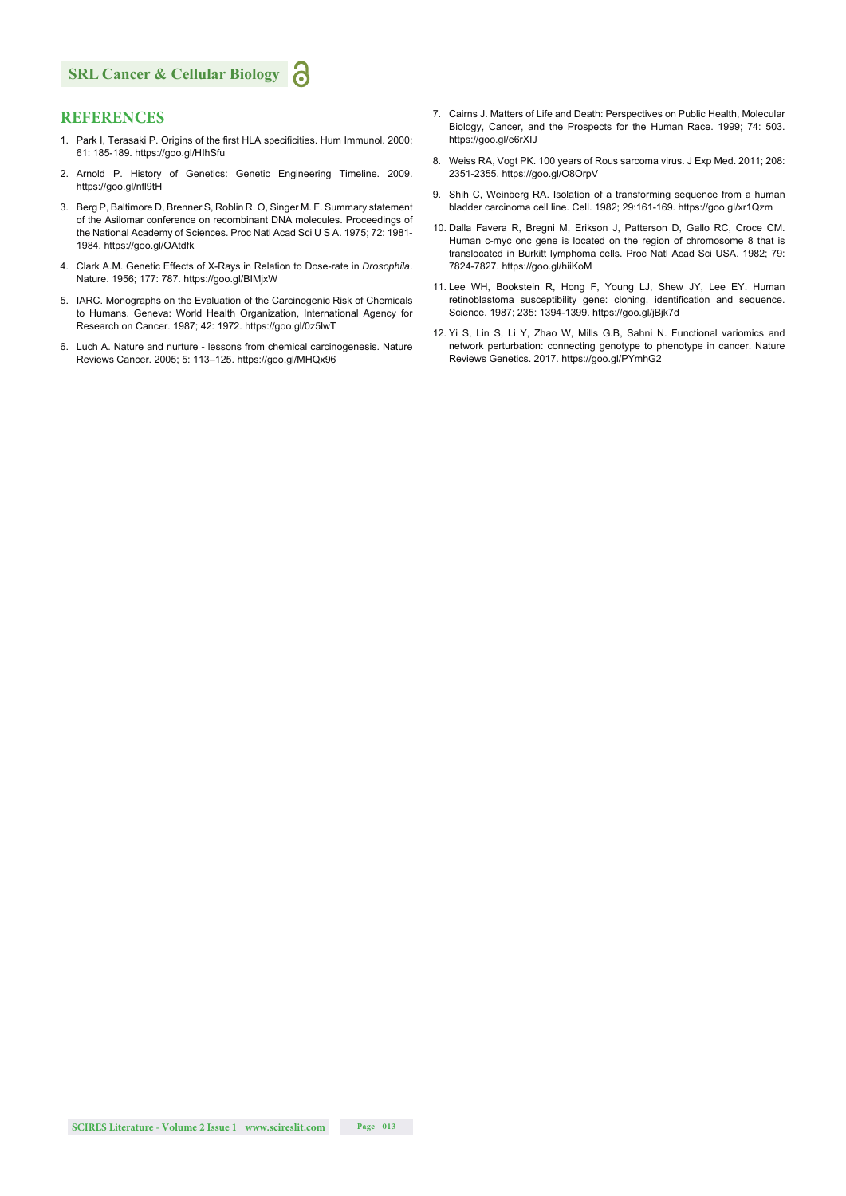## REFERENCES

1. Park I, Terasaki P. Origins of the first HLA specificities. Hum Immunol. 2000; 61: 185-189. https://goo.gl/HIhSfu

2. Arnold P. History of Genetics: Genetic Engineering Timeline. 2009. https://goo.gl/nfl9tH

3. Berg P, Baltimore D, Brenner S, Roblin R. O, Singer M. F. Summary statement of the Asilomar conference on recombinant DNA molecules. Proceedings of the National Academy of Sciences. Proc Natl Acad Sci U S A. 1975; 72: 1981-1984. https://goo.gl/OAtdfk

4. Clark A.M. Genetic Effects of X-Rays in Relation to Dose-rate in *Drosophila*. Nature. 1956; 177: 787. https://goo.gl/BIMjxW

5. IARC. Monographs on the Evaluation of the Carcinogenic Risk of Chemicals to Humans. Geneva: World Health Organization, International Agency for Research on Cancer. 1987; 42: 1972. https://goo.gl/0z5lwT

6. Luch A. Nature and nurture - lessons from chemical carcinogenesis. Nature Reviews Cancer. 2005; 5: 113–125. https://goo.gl/MHQx96

7. Cairns J. Matters of Life and Death: Perspectives on Public Health, Molecular Biology, Cancer, and the Prospects for the Human Race. 1999; 74: 503. https://goo.gl/e6rXIJ

8. Weiss RA, Vogt PK. 100 years of Rous sarcoma virus. J Exp Med. 2011; 208: 2351-2355. https://goo.gl/O8OrpV

9. Shih C, Weinberg RA. Isolation of a transforming sequence from a human bladder carcinoma cell line. Cell. 1982; 29:161-169. https://goo.gl/xr1Qzm

10. Dalla Favera R, Bregni M, Erikson J, Patterson D, Gallo RC, Croce CM. Human c-myc onc gene is located on the region of chromosome 8 that is translocated in Burkitt lymphoma cells. Proc Natl Acad Sci USA. 1982; 79: 7824-7827. https://goo.gl/hiiKoM

11. Lee WH, Bookstein R, Hong F, Young LJ, Shew JY, Lee EY. Human retinoblastoma susceptibility gene: cloning, identification and sequence. Science. 1987; 235: 1394-1399. https://goo.gl/jBjk7d

12. Yi S, Lin S, Li Y, Zhao W, Mills G.B, Sahni N. Functional variomics and network perturbation: connecting genotype to phenotype in cancer. Nature Reviews Genetics. 2017. https://goo.gl/PYmhG2